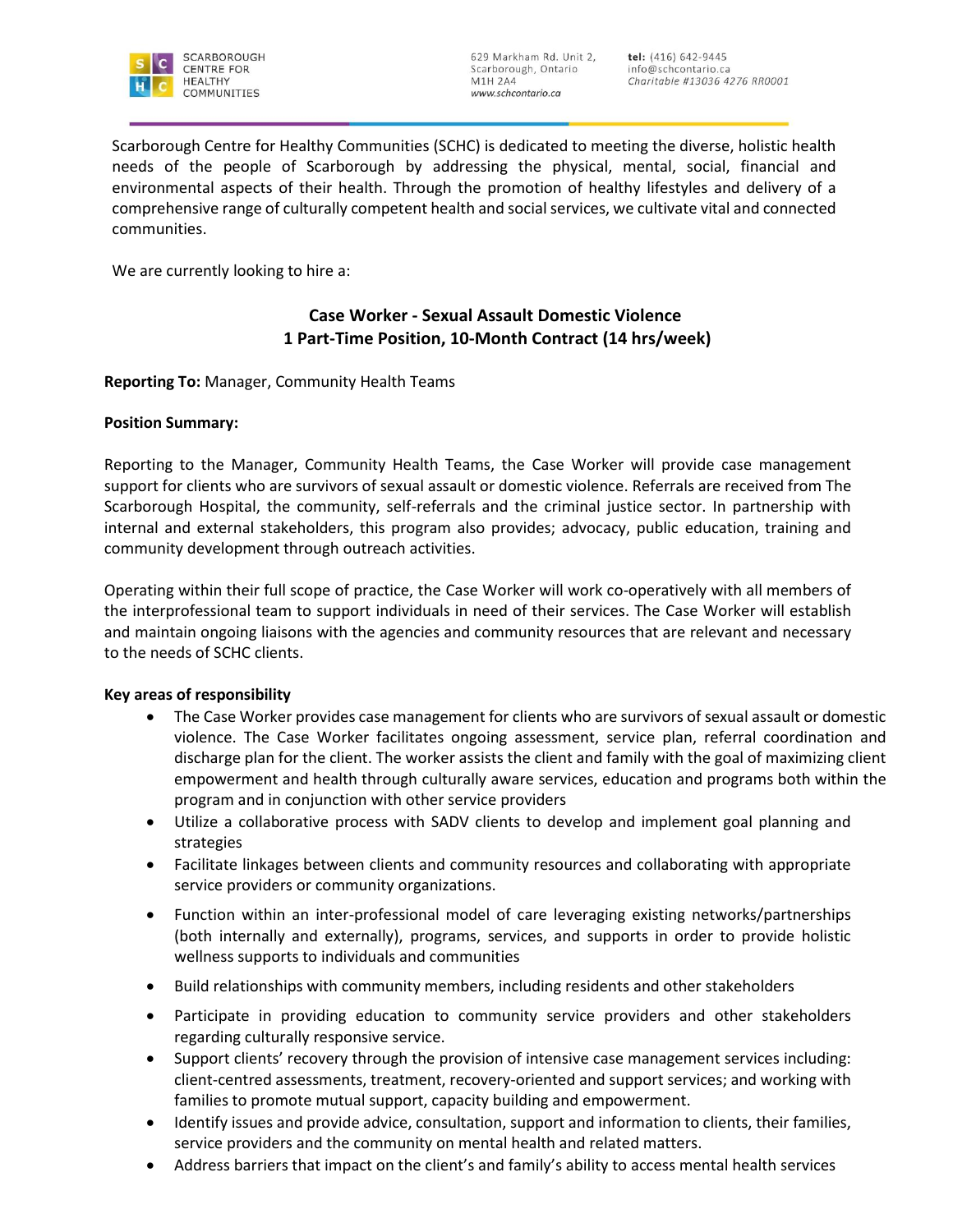SCARBOROUGH CENTRE FOR HEALTHY COMMUNITIES

629 Markham Rd. Unit 2, Scarborough, Ontario M1H 2A4
www.schcontario.ca

**tel:** (416) 642-9445
info@schcontario.ca
*Charitable #13036 4276 RR0001*

Scarborough Centre for Healthy Communities (SCHC) is dedicated to meeting the diverse, holistic health needs of the people of Scarborough by addressing the physical, mental, social, financial and environmental aspects of their health. Through the promotion of healthy lifestyles and delivery of a comprehensive range of culturally competent health and social services, we cultivate vital and connected communities.

We are currently looking to hire a:

## Case Worker - Sexual Assault Domestic Violence
### 1 Part-Time Position, 10-Month Contract (14 hrs/week)

**Reporting To:** Manager, Community Health Teams

**Position Summary:**

Reporting to the Manager, Community Health Teams, the Case Worker will provide case management support for clients who are survivors of sexual assault or domestic violence. Referrals are received from The Scarborough Hospital, the community, self-referrals and the criminal justice sector. In partnership with internal and external stakeholders, this program also provides; advocacy, public education, training and community development through outreach activities.

Operating within their full scope of practice, the Case Worker will work co-operatively with all members of the interprofessional team to support individuals in need of their services. The Case Worker will establish and maintain ongoing liaisons with the agencies and community resources that are relevant and necessary to the needs of SCHC clients.

**Key areas of responsibility**

- The Case Worker provides case management for clients who are survivors of sexual assault or domestic violence. The Case Worker facilitates ongoing assessment, service plan, referral coordination and discharge plan for the client. The worker assists the client and family with the goal of maximizing client empowerment and health through culturally aware services, education and programs both within the program and in conjunction with other service providers
- Utilize a collaborative process with SADV clients to develop and implement goal planning and strategies
- Facilitate linkages between clients and community resources and collaborating with appropriate service providers or community organizations.
- Function within an inter-professional model of care leveraging existing networks/partnerships (both internally and externally), programs, services, and supports in order to provide holistic wellness supports to individuals and communities
- Build relationships with community members, including residents and other stakeholders
- Participate in providing education to community service providers and other stakeholders regarding culturally responsive service.
- Support clients' recovery through the provision of intensive case management services including: client-centred assessments, treatment, recovery-oriented and support services; and working with families to promote mutual support, capacity building and empowerment.
- Identify issues and provide advice, consultation, support and information to clients, their families, service providers and the community on mental health and related matters.
- Address barriers that impact on the client's and family's ability to access mental health services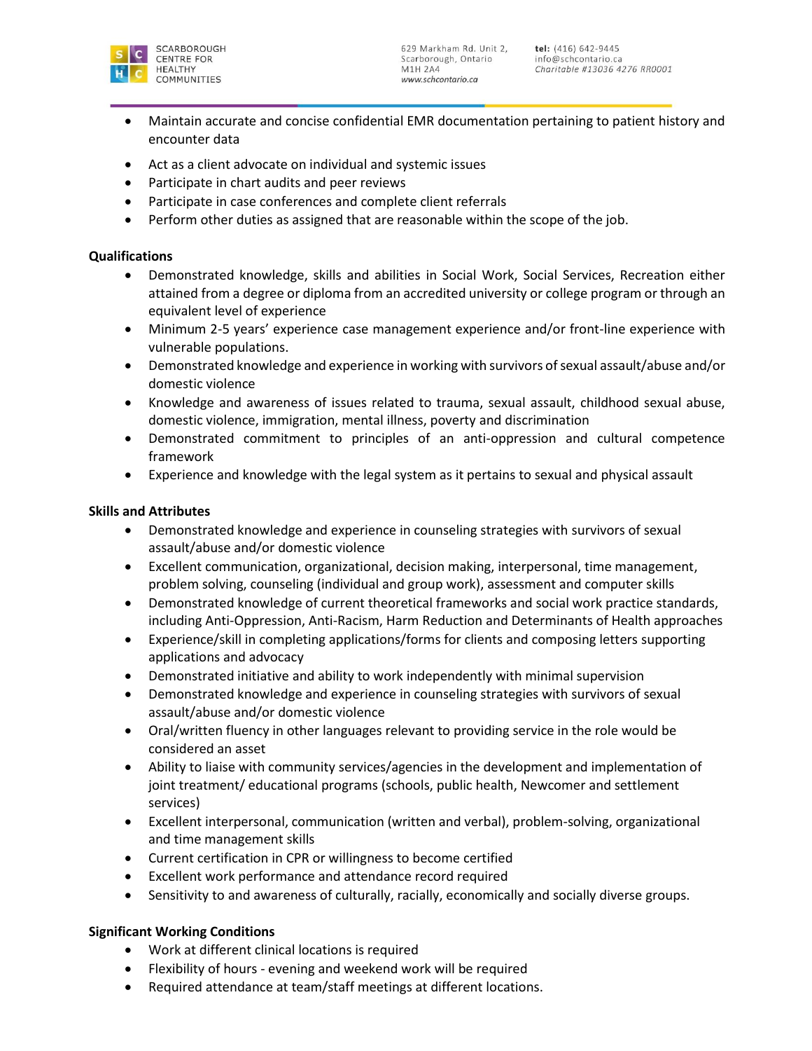- Maintain accurate and concise confidential EMR documentation pertaining to patient history and encounter data
- Act as a client advocate on individual and systemic issues
- Participate in chart audits and peer reviews
- Participate in case conferences and complete client referrals
- Perform other duties as assigned that are reasonable within the scope of the job.

**Qualifications**

- Demonstrated knowledge, skills and abilities in Social Work, Social Services, Recreation either attained from a degree or diploma from an accredited university or college program or through an equivalent level of experience
- Minimum 2-5 years' experience case management experience and/or front-line experience with vulnerable populations.
- Demonstrated knowledge and experience in working with survivors of sexual assault/abuse and/or domestic violence
- Knowledge and awareness of issues related to trauma, sexual assault, childhood sexual abuse, domestic violence, immigration, mental illness, poverty and discrimination
- Demonstrated commitment to principles of an anti-oppression and cultural competence framework
- Experience and knowledge with the legal system as it pertains to sexual and physical assault

**Skills and Attributes**

- Demonstrated knowledge and experience in counseling strategies with survivors of sexual assault/abuse and/or domestic violence
- Excellent communication, organizational, decision making, interpersonal, time management, problem solving, counseling (individual and group work), assessment and computer skills
- Demonstrated knowledge of current theoretical frameworks and social work practice standards, including Anti-Oppression, Anti-Racism, Harm Reduction and Determinants of Health approaches
- Experience/skill in completing applications/forms for clients and composing letters supporting applications and advocacy
- Demonstrated initiative and ability to work independently with minimal supervision
- Demonstrated knowledge and experience in counseling strategies with survivors of sexual assault/abuse and/or domestic violence
- Oral/written fluency in other languages relevant to providing service in the role would be considered an asset
- Ability to liaise with community services/agencies in the development and implementation of joint treatment/ educational programs (schools, public health, Newcomer and settlement services)
- Excellent interpersonal, communication (written and verbal), problem-solving, organizational and time management skills
- Current certification in CPR or willingness to become certified
- Excellent work performance and attendance record required
- Sensitivity to and awareness of culturally, racially, economically and socially diverse groups.

**Significant Working Conditions**

- Work at different clinical locations is required
- Flexibility of hours - evening and weekend work will be required
- Required attendance at team/staff meetings at different locations.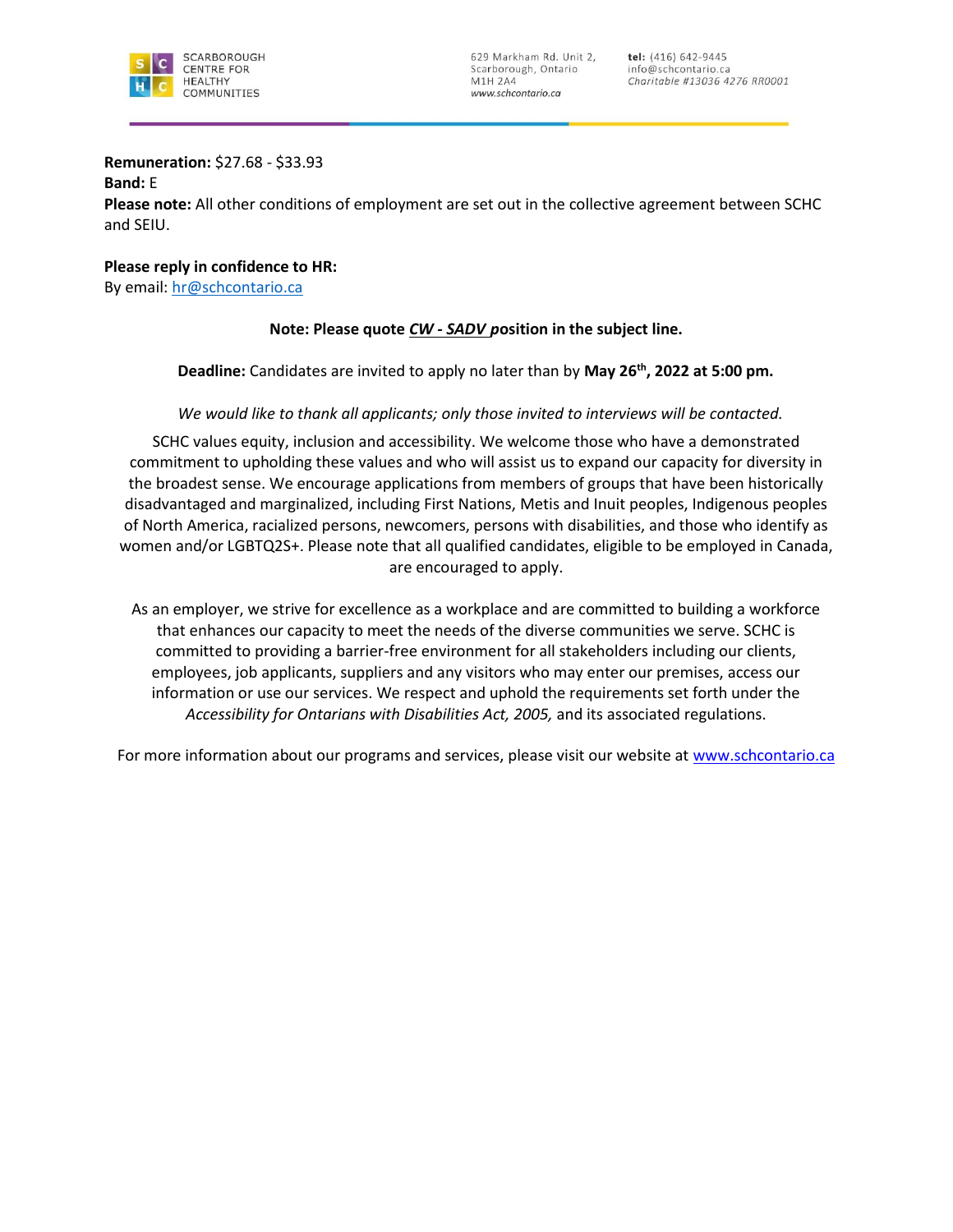**Remuneration:** $27.68 - $33.93
**Band:** E
**Please note:** All other conditions of employment are set out in the collective agreement between SCHC and SEIU.

**Please reply in confidence to HR:**
By email: hr@schcontario.ca

**Note: Please quote _CW - SADV_ position in the subject line.**

**Deadline:** Candidates are invited to apply no later than by **May 26th, 2022 at 5:00 pm.**

*We would like to thank all applicants; only those invited to interviews will be contacted.*

SCHC values equity, inclusion and accessibility. We welcome those who have a demonstrated commitment to upholding these values and who will assist us to expand our capacity for diversity in the broadest sense. We encourage applications from members of groups that have been historically disadvantaged and marginalized, including First Nations, Metis and Inuit peoples, Indigenous peoples of North America, racialized persons, newcomers, persons with disabilities, and those who identify as women and/or LGBTQ2S+. Please note that all qualified candidates, eligible to be employed in Canada, are encouraged to apply.

As an employer, we strive for excellence as a workplace and are committed to building a workforce that enhances our capacity to meet the needs of the diverse communities we serve. SCHC is committed to providing a barrier-free environment for all stakeholders including our clients, employees, job applicants, suppliers and any visitors who may enter our premises, access our information or use our services. We respect and uphold the requirements set forth under the *Accessibility for Ontarians with Disabilities Act, 2005,* and its associated regulations.

For more information about our programs and services, please visit our website at www.schcontario.ca